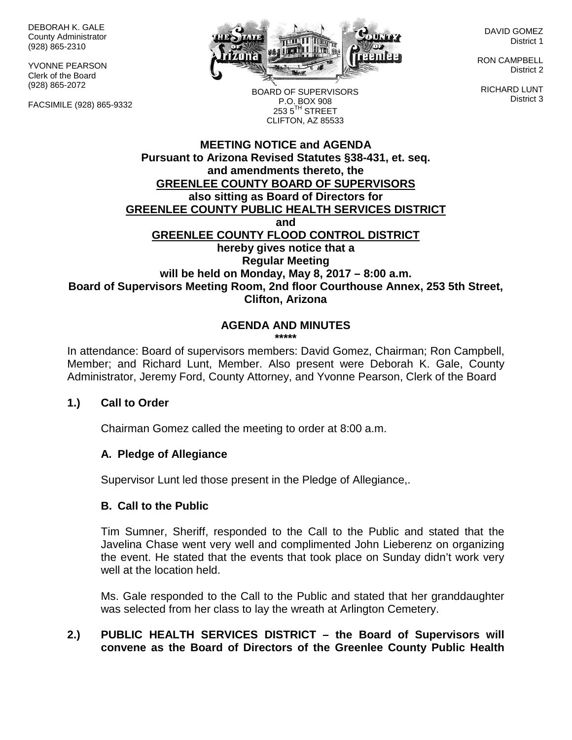DEBORAH K. GALE
County Administrator
(928) 865-2310

YVONNE PEARSON
Clerk of the Board
(928) 865-2072

FACSIMILE (928) 865-9332

BOARD OF SUPERVISORS
P.O. BOX 908
253 5TH STREET
CLIFTON, AZ 85533

DAVID GOMEZ
District 1

RON CAMPBELL
District 2

RICHARD LUNT
District 3

**MEETING NOTICE and AGENDA**
**Pursuant to Arizona Revised Statutes §38-431, et. seq.**
**and amendments thereto, the**
**GREENLEE COUNTY BOARD OF SUPERVISORS**
**also sitting as Board of Directors for**
**GREENLEE COUNTY PUBLIC HEALTH SERVICES DISTRICT**
**and**
**GREENLEE COUNTY FLOOD CONTROL DISTRICT**
**hereby gives notice that a**
**Regular Meeting**
**will be held on Monday, May 8, 2017 – 8:00 a.m.**
**Board of Supervisors Meeting Room, 2nd floor Courthouse Annex, 253 5th Street, Clifton, Arizona**

## AGENDA AND MINUTES

*****

In attendance: Board of supervisors members: David Gomez, Chairman; Ron Campbell, Member; and Richard Lunt, Member. Also present were Deborah K. Gale, County Administrator, Jeremy Ford, County Attorney, and Yvonne Pearson, Clerk of the Board

**1.) Call to Order**

Chairman Gomez called the meeting to order at 8:00 a.m.

**A. Pledge of Allegiance**

Supervisor Lunt led those present in the Pledge of Allegiance,.

**B. Call to the Public**

Tim Sumner, Sheriff, responded to the Call to the Public and stated that the Javelina Chase went very well and complimented John Lieberenz on organizing the event. He stated that the events that took place on Sunday didn't work very well at the location held.

Ms. Gale responded to the Call to the Public and stated that her granddaughter was selected from her class to lay the wreath at Arlington Cemetery.

**2.) PUBLIC HEALTH SERVICES DISTRICT – the Board of Supervisors will convene as the Board of Directors of the Greenlee County Public Health**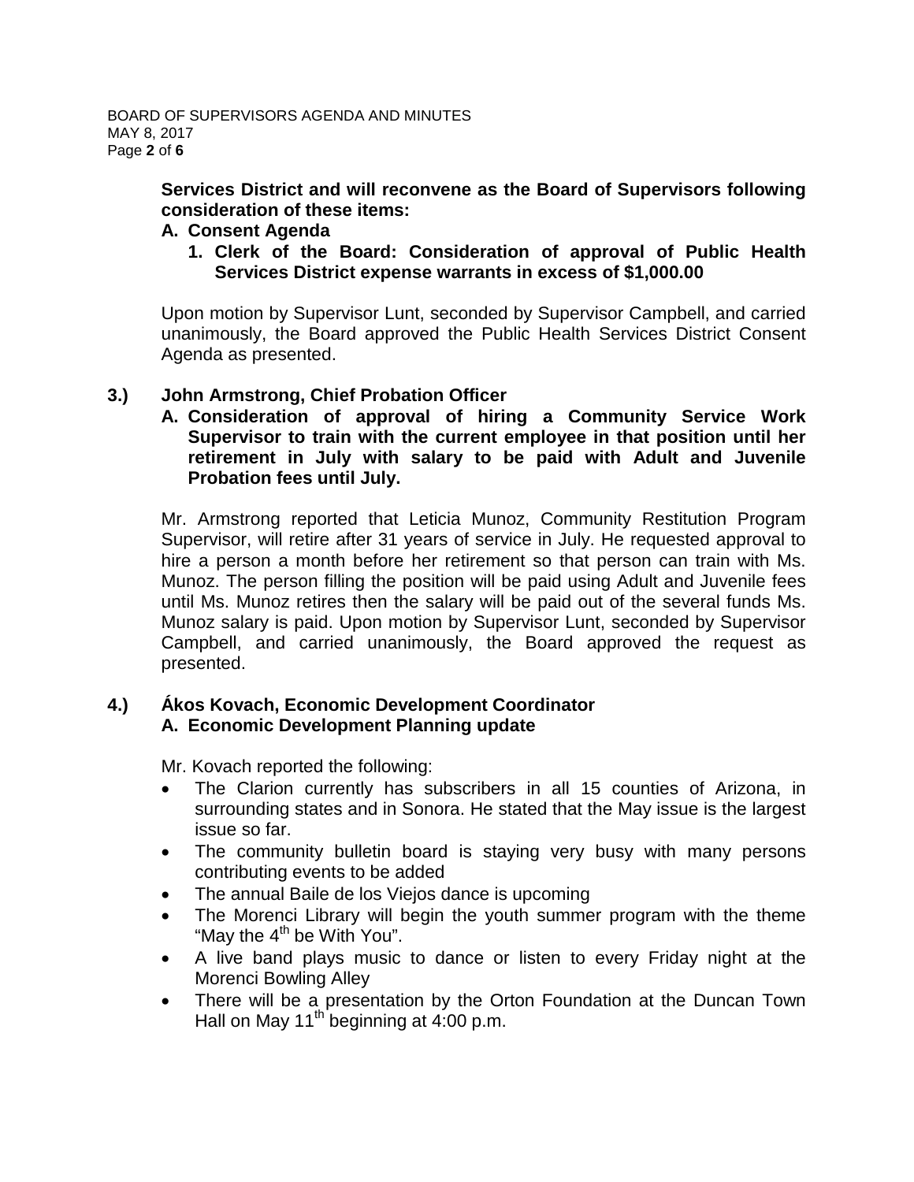**Services District and will reconvene as the Board of Supervisors following consideration of these items:**

**A. Consent Agenda**

**1. Clerk of the Board: Consideration of approval of Public Health Services District expense warrants in excess of $1,000.00**

Upon motion by Supervisor Lunt, seconded by Supervisor Campbell, and carried unanimously, the Board approved the Public Health Services District Consent Agenda as presented.

**3.) John Armstrong, Chief Probation Officer**

**A. Consideration of approval of hiring a Community Service Work Supervisor to train with the current employee in that position until her retirement in July with salary to be paid with Adult and Juvenile Probation fees until July.**

Mr. Armstrong reported that Leticia Munoz, Community Restitution Program Supervisor, will retire after 31 years of service in July. He requested approval to hire a person a month before her retirement so that person can train with Ms. Munoz. The person filling the position will be paid using Adult and Juvenile fees until Ms. Munoz retires then the salary will be paid out of the several funds Ms. Munoz salary is paid. Upon motion by Supervisor Lunt, seconded by Supervisor Campbell, and carried unanimously, the Board approved the request as presented.

**4.) Ákos Kovach, Economic Development Coordinator**

**A. Economic Development Planning update**

Mr. Kovach reported the following:

- The Clarion currently has subscribers in all 15 counties of Arizona, in surrounding states and in Sonora. He stated that the May issue is the largest issue so far.
- The community bulletin board is staying very busy with many persons contributing events to be added
- The annual Baile de los Viejos dance is upcoming
- The Morenci Library will begin the youth summer program with the theme "May the 4th be With You".
- A live band plays music to dance or listen to every Friday night at the Morenci Bowling Alley
- There will be a presentation by the Orton Foundation at the Duncan Town Hall on May 11th beginning at 4:00 p.m.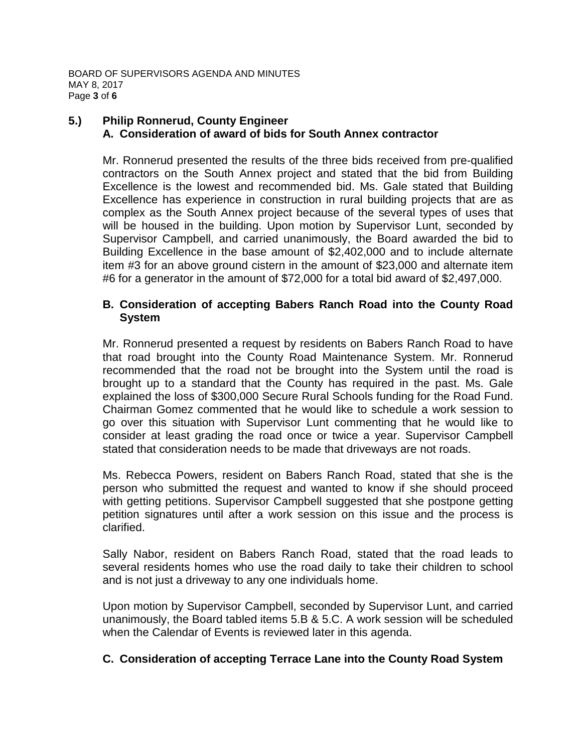## 5.) Philip Ronnerud, County Engineer

### A. Consideration of award of bids for South Annex contractor

Mr. Ronnerud presented the results of the three bids received from pre-qualified contractors on the South Annex project and stated that the bid from Building Excellence is the lowest and recommended bid. Ms. Gale stated that Building Excellence has experience in construction in rural building projects that are as complex as the South Annex project because of the several types of uses that will be housed in the building. Upon motion by Supervisor Lunt, seconded by Supervisor Campbell, and carried unanimously, the Board awarded the bid to Building Excellence in the base amount of $2,402,000 and to include alternate item #3 for an above ground cistern in the amount of $23,000 and alternate item #6 for a generator in the amount of $72,000 for a total bid award of $2,497,000.

### B. Consideration of accepting Babers Ranch Road into the County Road System

Mr. Ronnerud presented a request by residents on Babers Ranch Road to have that road brought into the County Road Maintenance System. Mr. Ronnerud recommended that the road not be brought into the System until the road is brought up to a standard that the County has required in the past. Ms. Gale explained the loss of $300,000 Secure Rural Schools funding for the Road Fund. Chairman Gomez commented that he would like to schedule a work session to go over this situation with Supervisor Lunt commenting that he would like to consider at least grading the road once or twice a year. Supervisor Campbell stated that consideration needs to be made that driveways are not roads.

Ms. Rebecca Powers, resident on Babers Ranch Road, stated that she is the person who submitted the request and wanted to know if she should proceed with getting petitions. Supervisor Campbell suggested that she postpone getting petition signatures until after a work session on this issue and the process is clarified.

Sally Nabor, resident on Babers Ranch Road, stated that the road leads to several residents homes who use the road daily to take their children to school and is not just a driveway to any one individuals home.

Upon motion by Supervisor Campbell, seconded by Supervisor Lunt, and carried unanimously, the Board tabled items 5.B & 5.C. A work session will be scheduled when the Calendar of Events is reviewed later in this agenda.

### C. Consideration of accepting Terrace Lane into the County Road System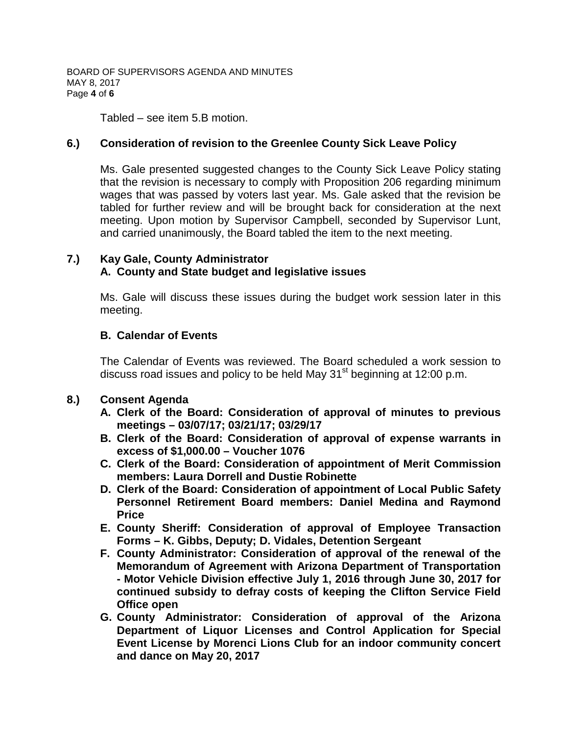Tabled – see item 5.B motion.

## 6.) Consideration of revision to the Greenlee County Sick Leave Policy

Ms. Gale presented suggested changes to the County Sick Leave Policy stating that the revision is necessary to comply with Proposition 206 regarding minimum wages that was passed by voters last year. Ms. Gale asked that the revision be tabled for further review and will be brought back for consideration at the next meeting. Upon motion by Supervisor Campbell, seconded by Supervisor Lunt, and carried unanimously, the Board tabled the item to the next meeting.

## 7.) Kay Gale, County Administrator

### A. County and State budget and legislative issues

Ms. Gale will discuss these issues during the budget work session later in this meeting.

### B. Calendar of Events

The Calendar of Events was reviewed. The Board scheduled a work session to discuss road issues and policy to be held May 31st beginning at 12:00 p.m.

## 8.) Consent Agenda

- **A. Clerk of the Board: Consideration of approval of minutes to previous meetings – 03/07/17; 03/21/17; 03/29/17**
- **B. Clerk of the Board: Consideration of approval of expense warrants in excess of $1,000.00 – Voucher 1076**
- **C. Clerk of the Board: Consideration of appointment of Merit Commission members: Laura Dorrell and Dustie Robinette**
- **D. Clerk of the Board: Consideration of appointment of Local Public Safety Personnel Retirement Board members: Daniel Medina and Raymond Price**
- **E. County Sheriff: Consideration of approval of Employee Transaction Forms – K. Gibbs, Deputy; D. Vidales, Detention Sergeant**
- **F. County Administrator: Consideration of approval of the renewal of the Memorandum of Agreement with Arizona Department of Transportation - Motor Vehicle Division effective July 1, 2016 through June 30, 2017 for continued subsidy to defray costs of keeping the Clifton Service Field Office open**
- **G. County Administrator: Consideration of approval of the Arizona Department of Liquor Licenses and Control Application for Special Event License by Morenci Lions Club for an indoor community concert and dance on May 20, 2017**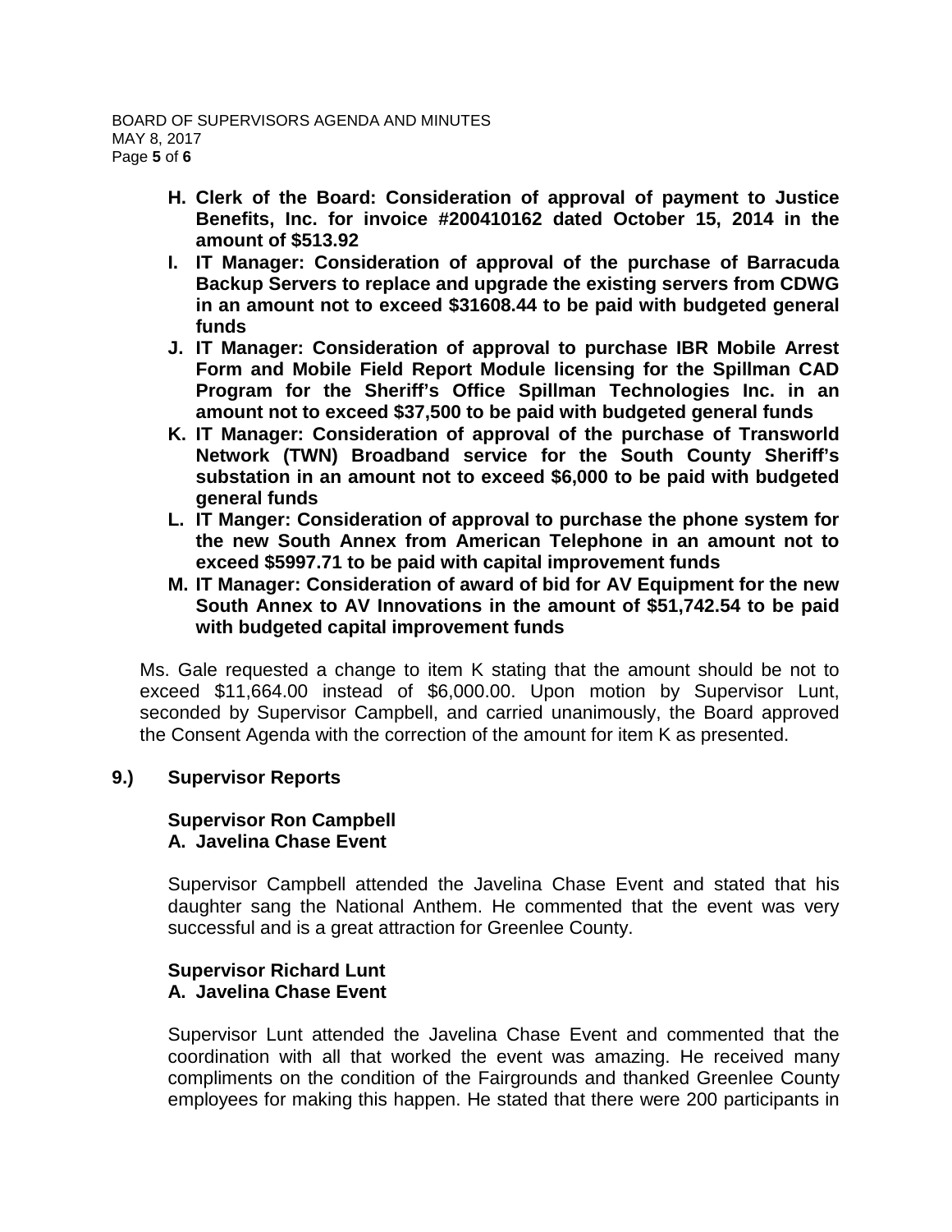- **H. Clerk of the Board: Consideration of approval of payment to Justice Benefits, Inc. for invoice #200410162 dated October 15, 2014 in the amount of $513.92**
- **I. IT Manager: Consideration of approval of the purchase of Barracuda Backup Servers to replace and upgrade the existing servers from CDWG in an amount not to exceed $31608.44 to be paid with budgeted general funds**
- **J. IT Manager: Consideration of approval to purchase IBR Mobile Arrest Form and Mobile Field Report Module licensing for the Spillman CAD Program for the Sheriff's Office Spillman Technologies Inc. in an amount not to exceed $37,500 to be paid with budgeted general funds**
- **K. IT Manager: Consideration of approval of the purchase of Transworld Network (TWN) Broadband service for the South County Sheriff's substation in an amount not to exceed $6,000 to be paid with budgeted general funds**
- **L. IT Manger: Consideration of approval to purchase the phone system for the new South Annex from American Telephone in an amount not to exceed $5997.71 to be paid with capital improvement funds**
- **M. IT Manager: Consideration of award of bid for AV Equipment for the new South Annex to AV Innovations in the amount of $51,742.54 to be paid with budgeted capital improvement funds**

Ms. Gale requested a change to item K stating that the amount should be not to exceed $11,664.00 instead of $6,000.00. Upon motion by Supervisor Lunt, seconded by Supervisor Campbell, and carried unanimously, the Board approved the Consent Agenda with the correction of the amount for item K as presented.

## 9.) Supervisor Reports

**Supervisor Ron Campbell**
**A. Javelina Chase Event**

Supervisor Campbell attended the Javelina Chase Event and stated that his daughter sang the National Anthem. He commented that the event was very successful and is a great attraction for Greenlee County.

**Supervisor Richard Lunt**
**A. Javelina Chase Event**

Supervisor Lunt attended the Javelina Chase Event and commented that the coordination with all that worked the event was amazing. He received many compliments on the condition of the Fairgrounds and thanked Greenlee County employees for making this happen. He stated that there were 200 participants in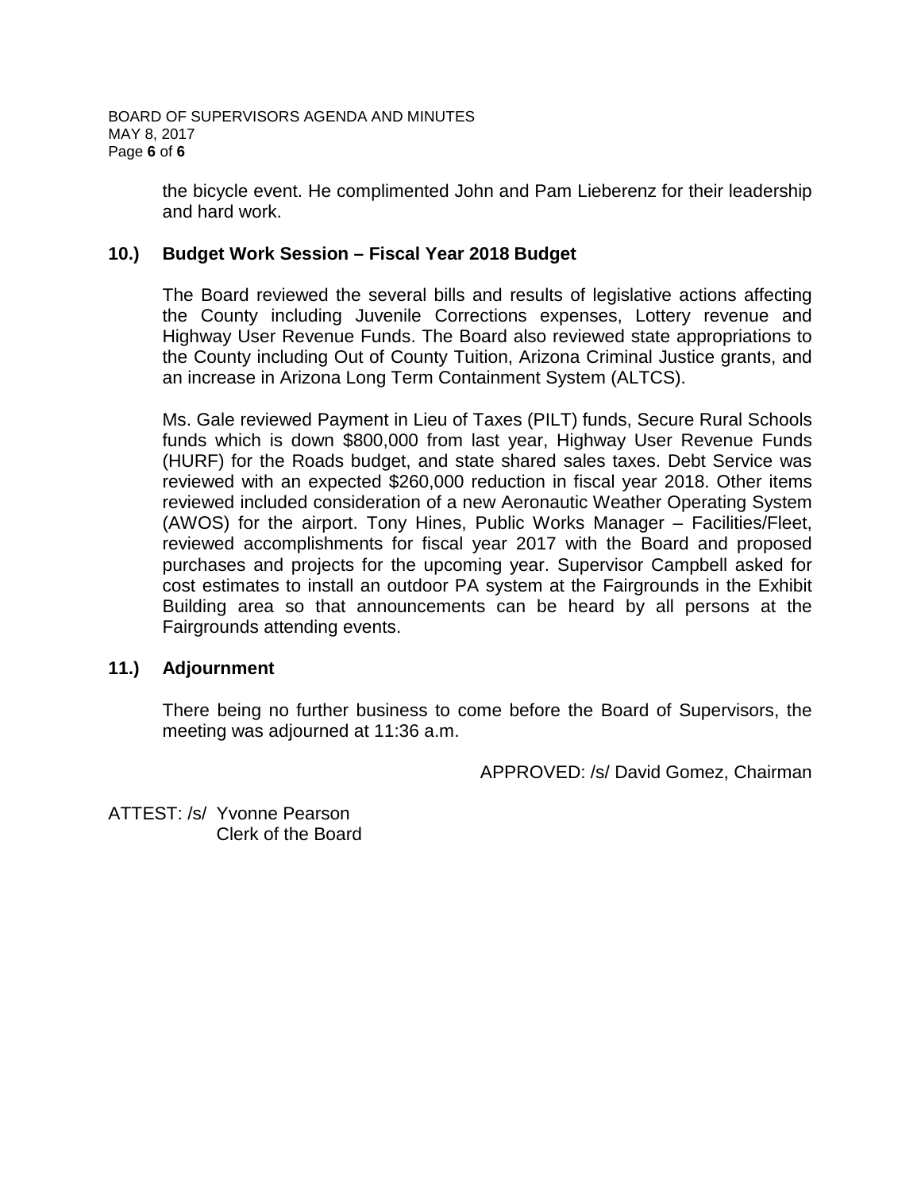the bicycle event. He complimented John and Pam Lieberenz for their leadership and hard work.

## 10.) Budget Work Session – Fiscal Year 2018 Budget

The Board reviewed the several bills and results of legislative actions affecting the County including Juvenile Corrections expenses, Lottery revenue and Highway User Revenue Funds. The Board also reviewed state appropriations to the County including Out of County Tuition, Arizona Criminal Justice grants, and an increase in Arizona Long Term Containment System (ALTCS).

Ms. Gale reviewed Payment in Lieu of Taxes (PILT) funds, Secure Rural Schools funds which is down $800,000 from last year, Highway User Revenue Funds (HURF) for the Roads budget, and state shared sales taxes. Debt Service was reviewed with an expected $260,000 reduction in fiscal year 2018. Other items reviewed included consideration of a new Aeronautic Weather Operating System (AWOS) for the airport. Tony Hines, Public Works Manager – Facilities/Fleet, reviewed accomplishments for fiscal year 2017 with the Board and proposed purchases and projects for the upcoming year. Supervisor Campbell asked for cost estimates to install an outdoor PA system at the Fairgrounds in the Exhibit Building area so that announcements can be heard by all persons at the Fairgrounds attending events.

## 11.) Adjournment

There being no further business to come before the Board of Supervisors, the meeting was adjourned at 11:36 a.m.

APPROVED: /s/ David Gomez, Chairman

ATTEST: /s/ Yvonne Pearson
Clerk of the Board